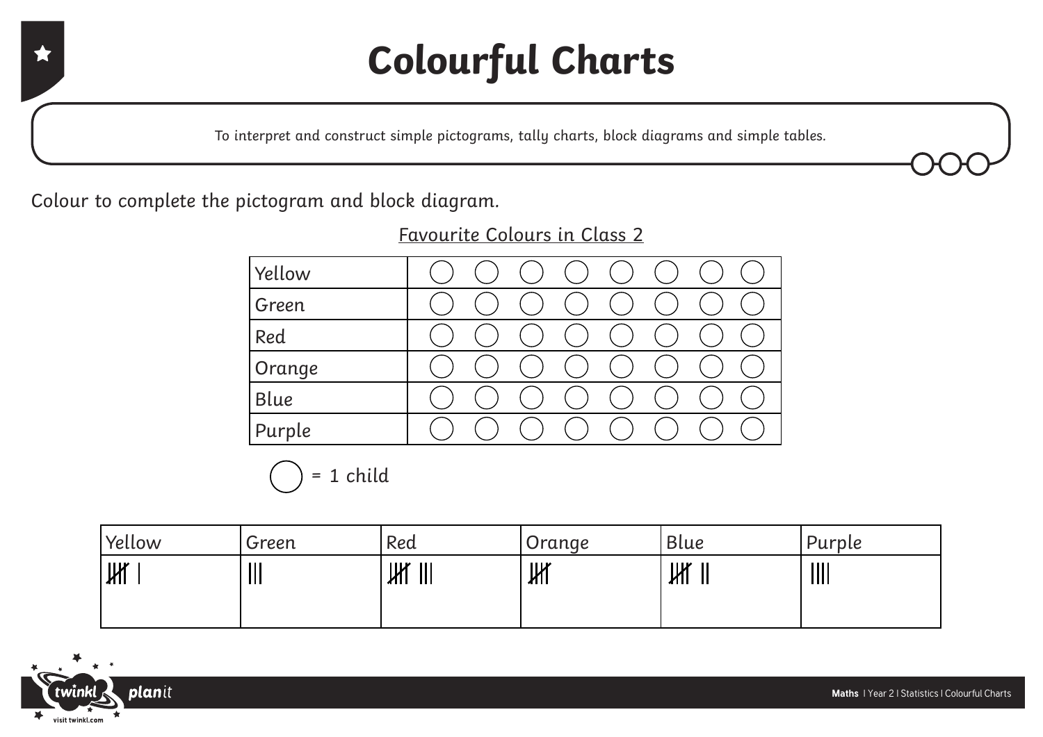# Colourful Charts

To interpret and construct simple pictograms, tally charts, block diagrams and simple tables.

Colour to complete the pictogram and block diagram.

Favourite Colours in Class 2

| | |
|---|---|
| Yellow | ◯ ◯ ◯ ◯ ◯ ◯ ◯ ◯ |
| Green | ◯ ◯ ◯ ◯ ◯ ◯ ◯ ◯ |
| Red | ◯ ◯ ◯ ◯ ◯ ◯ ◯ ◯ |
| Orange | ◯ ◯ ◯ ◯ ◯ ◯ ◯ ◯ |
| Blue | ◯ ◯ ◯ ◯ ◯ ◯ ◯ ◯ |
| Purple | ◯ ◯ ◯ ◯ ◯ ◯ ◯ ◯ |

◯ = 1 child

| Yellow | Green | Red | Orange | Blue | Purple |
|---|---|---|---|---|---|
| 卌 I | III | 卌 III | 卌 | 卌 II | IIII |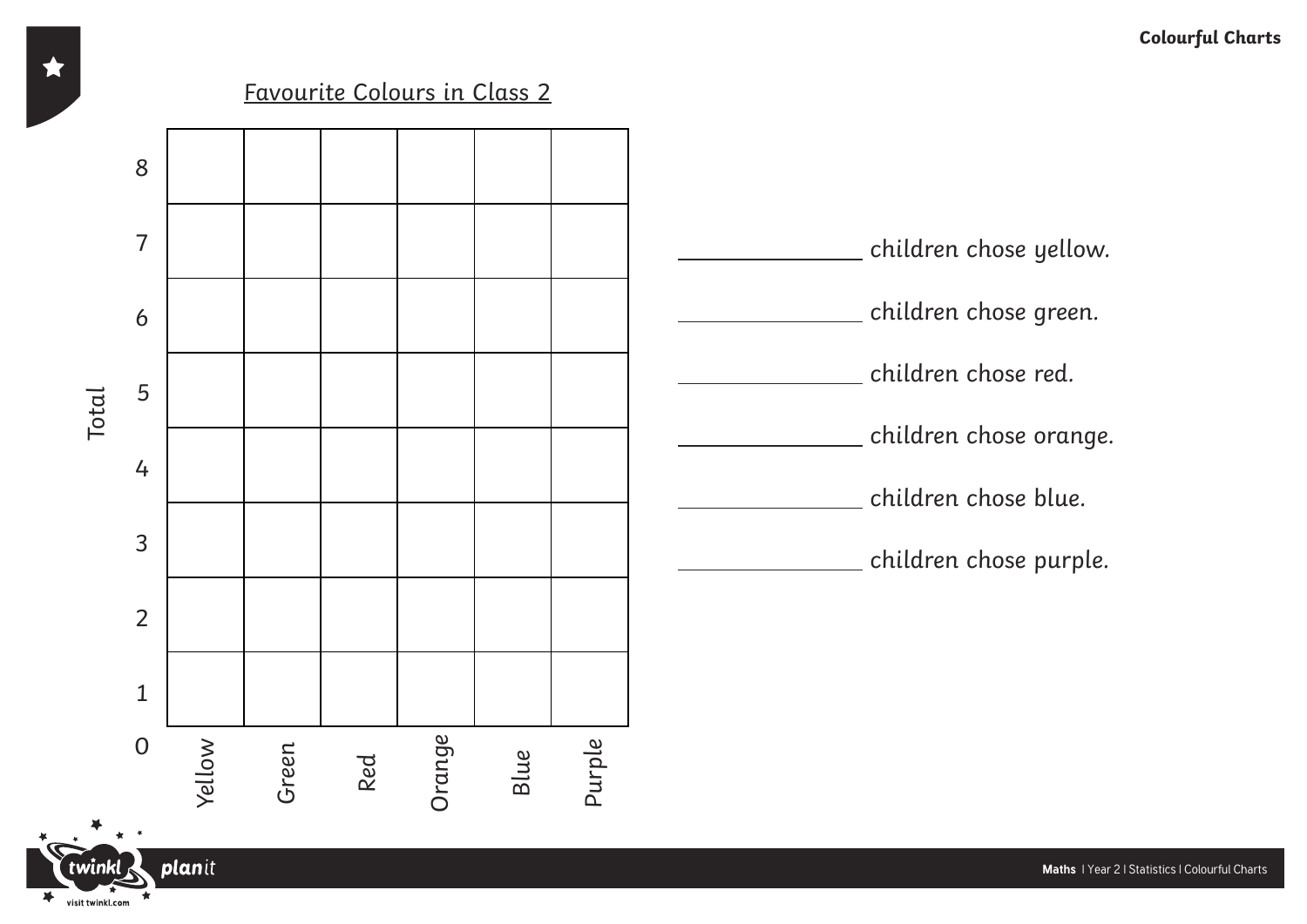## Favourite Colours in Class 2

| Total | Yellow | Green | Red | Orange | Blue | Purple |
|---|---|---|---|---|---|---|
| 8 | | | | | | |
| 7 | | | | | | |
| 6 | | | | | | |
| 5 | | | | | | |
| 4 | | | | | | |
| 3 | | | | | | |
| 2 | | | | | | |
| 1 | | | | | | |
| 0 | | | | | | |

_______________ children chose yellow.

_______________ children chose green.

_______________ children chose red.

_______________ children chose orange.

_______________ children chose blue.

_______________ children chose purple.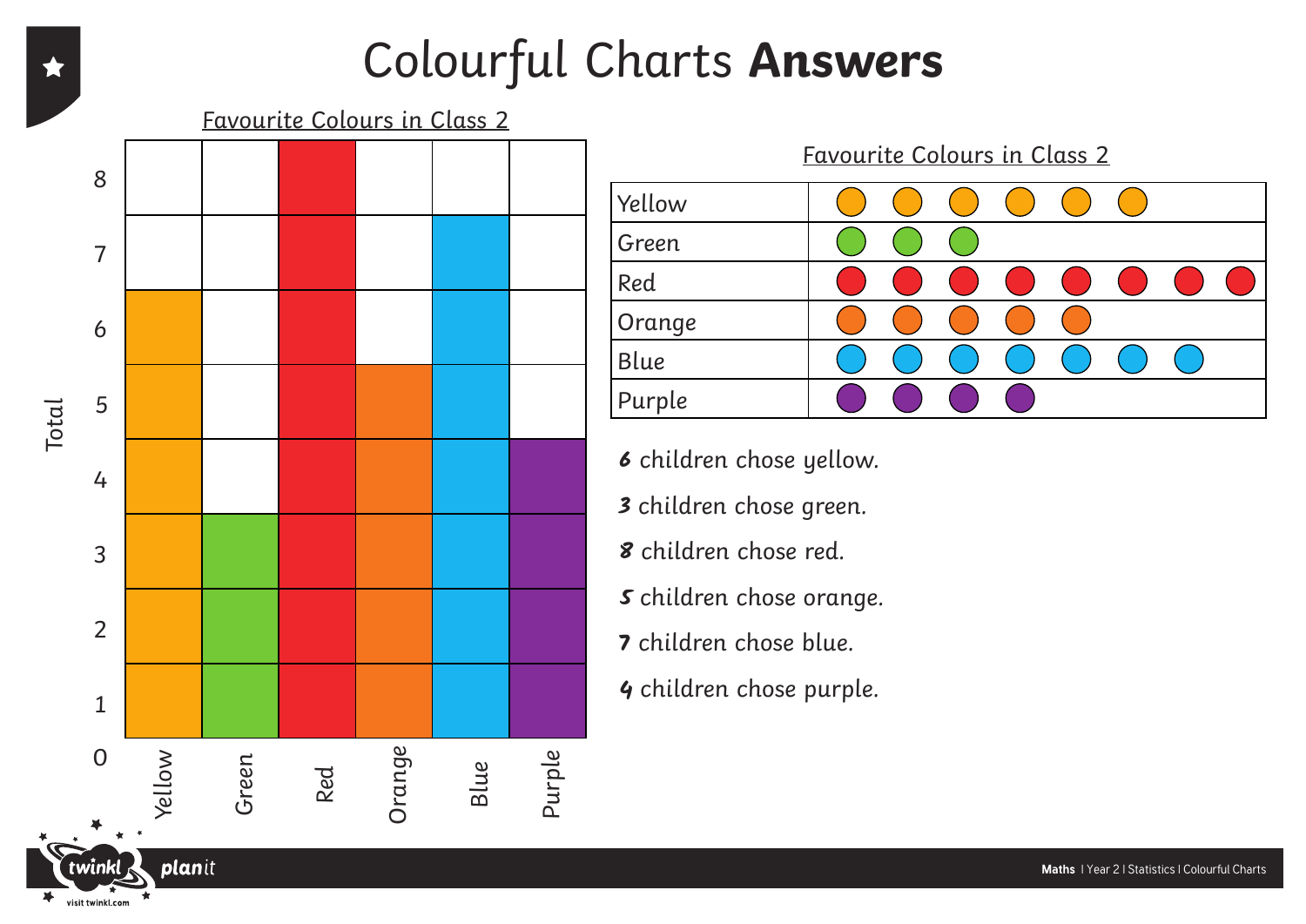# Colourful Charts **Answers**

## Favourite Colours in Class 2

| Colour | Total |
|---|---|
| Yellow | 6 |
| Green | 3 |
| Red | 8 |
| Orange | 5 |
| Blue | 7 |
| Purple | 4 |

## Favourite Colours in Class 2

| Colour | Pictogram |
|---|---|
| Yellow | ●●●●●● |
| Green | ●●● |
| Red | ●●●●●●●● |
| Orange | ●●●●● |
| Blue | ●●●●●●● |
| Purple | ●●●● |

***6*** children chose yellow.

***3*** children chose green.

***8*** children chose red.

***5*** children chose orange.

***7*** children chose blue.

***4*** children chose purple.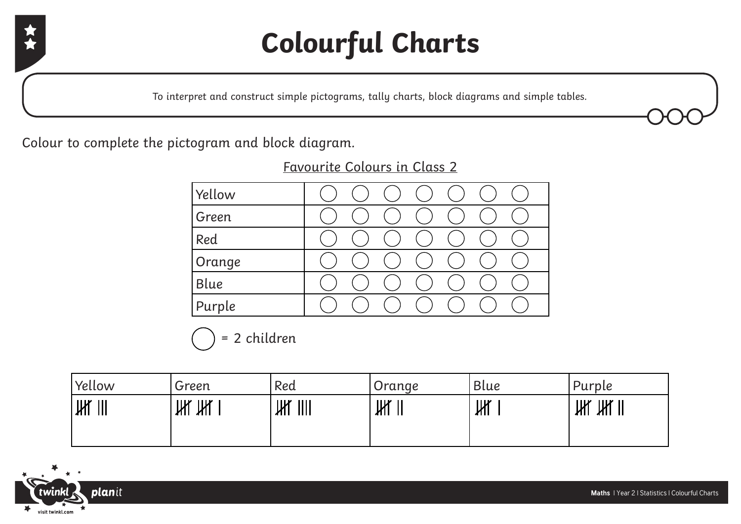# Colourful Charts

To interpret and construct simple pictograms, tally charts, block diagrams and simple tables.

Colour to complete the pictogram and block diagram.

Favourite Colours in Class 2

| | | | | | | | |
|---|---|---|---|---|---|---|---|
| Yellow | ◯ | ◯ | ◯ | ◯ | ◯ | ◯ | ◯ |
| Green | ◯ | ◯ | ◯ | ◯ | ◯ | ◯ | ◯ |
| Red | ◯ | ◯ | ◯ | ◯ | ◯ | ◯ | ◯ |
| Orange | ◯ | ◯ | ◯ | ◯ | ◯ | ◯ | ◯ |
| Blue | ◯ | ◯ | ◯ | ◯ | ◯ | ◯ | ◯ |
| Purple | ◯ | ◯ | ◯ | ◯ | ◯ | ◯ | ◯ |

◯ = 2 children

| Yellow | Green | Red | Orange | Blue | Purple |
|---|---|---|---|---|---|
| 𝍸 ||| | 𝍸 𝍸 | | 𝍸 |||| | 𝍸 || | 𝍸 | | 𝍸 𝍸 || |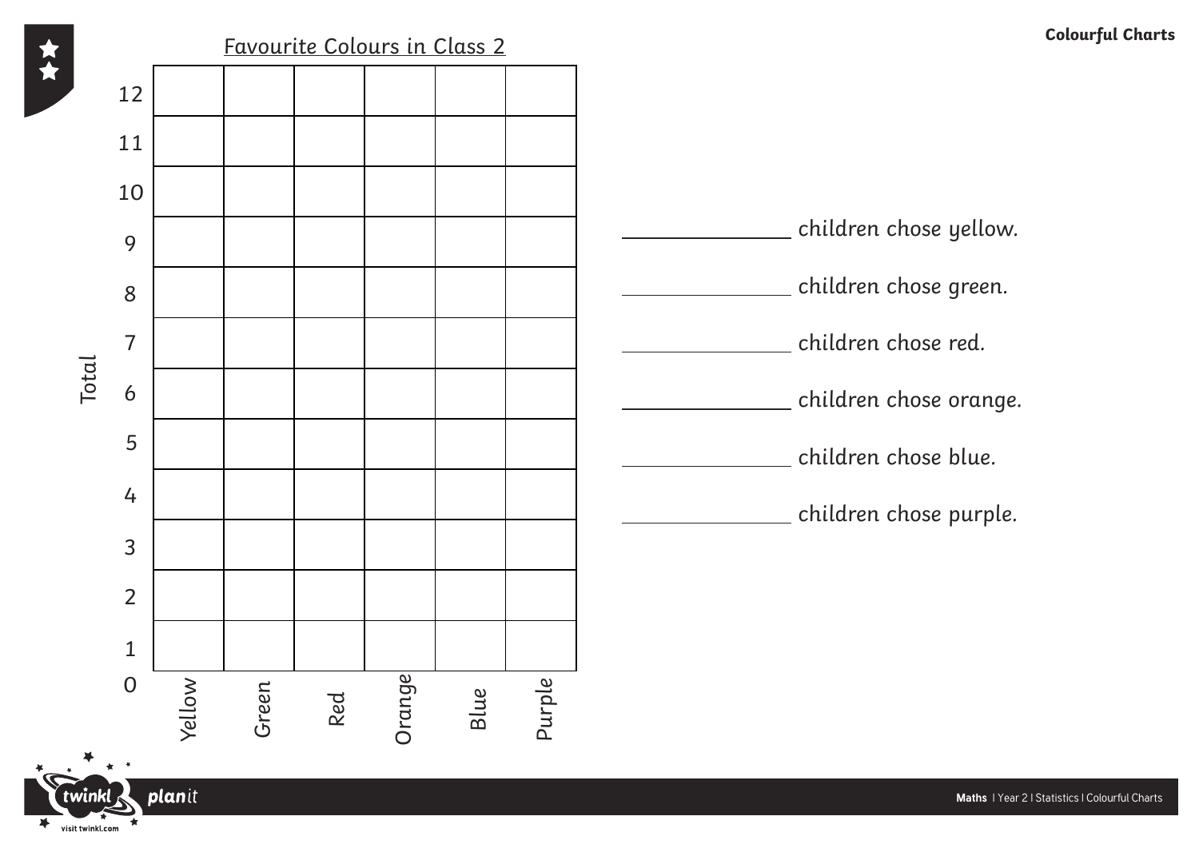## Favourite Colours in Class 2

| Total | Yellow | Green | Red | Orange | Blue | Purple |
|---|---|---|---|---|---|---|
| 12 | | | | | | |
| 11 | | | | | | |
| 10 | | | | | | |
| 9 | | | | | | |
| 8 | | | | | | |
| 7 | | | | | | |
| 6 | | | | | | |
| 5 | | | | | | |
| 4 | | | | | | |
| 3 | | | | | | |
| 2 | | | | | | |
| 1 | | | | | | |
| 0 | | | | | | |

_______________ children chose yellow.

_______________ children chose green.

_______________ children chose red.

_______________ children chose orange.

_______________ children chose blue.

_______________ children chose purple.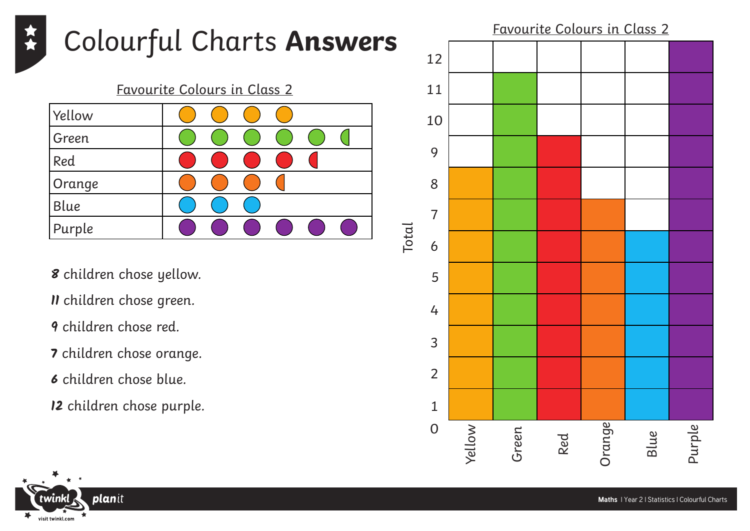# Colourful Charts **Answers**

## Favourite Colours in Class 2

| Colour | Count |
| --- | --- |
| Yellow | ● ● ● ● |
| Green | ● ● ● ● ● ◐ |
| Red | ● ● ● ● ◐ |
| Orange | ● ● ● ◐ |
| Blue | ● ● ● |
| Purple | ● ● ● ● ● ● |

**8** children chose yellow.

**11** children chose green.

**9** children chose red.

**7** children chose orange.

**6** children chose blue.

**12** children chose purple.

## Favourite Colours in Class 2

| Colour | Total |
| --- | --- |
| Yellow | 8 |
| Green | 11 |
| Red | 9 |
| Orange | 7 |
| Blue | 6 |
| Purple | 12 |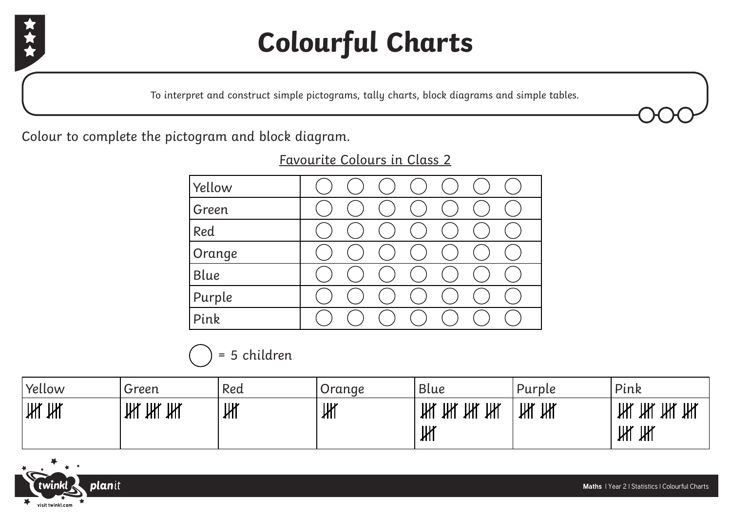# Colourful Charts

To interpret and construct simple pictograms, tally charts, block diagrams and simple tables.

Colour to complete the pictogram and block diagram.

<u>Favourite Colours in Class 2</u>

| | |
|---|---|
| Yellow | ◯ ◯ ◯ ◯ ◯ ◯ ◯ |
| Green | ◯ ◯ ◯ ◯ ◯ ◯ ◯ |
| Red | ◯ ◯ ◯ ◯ ◯ ◯ ◯ |
| Orange | ◯ ◯ ◯ ◯ ◯ ◯ ◯ |
| Blue | ◯ ◯ ◯ ◯ ◯ ◯ ◯ |
| Purple | ◯ ◯ ◯ ◯ ◯ ◯ ◯ |
| Pink | ◯ ◯ ◯ ◯ ◯ ◯ ◯ |

◯ = 5 children

| Yellow | Green | Red | Orange | Blue | Purple | Pink |
|---|---|---|---|---|---|---|
| 𝍸 𝍸 | 𝍸 𝍸 𝍸 | 𝍸 | 𝍸 | 𝍸 𝍸 𝍸 𝍸 𝍸 | 𝍸 𝍸 | 𝍸 𝍸 𝍸 𝍸 𝍸 𝍸 |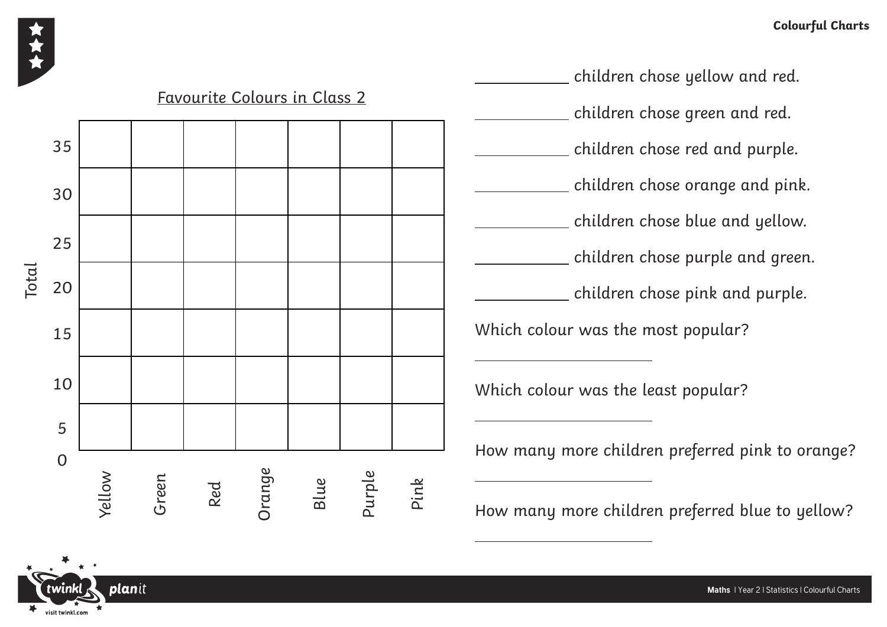## Favourite Colours in Class 2

| Total | Yellow | Green | Red | Orange | Blue | Purple | Pink |
|---|---|---|---|---|---|---|---|
| 35 | | | | | | | |
| 30 | | | | | | | |
| 25 | | | | | | | |
| 20 | | | | | | | |
| 15 | | | | | | | |
| 10 | | | | | | | |
| 5 | | | | | | | |
| 0 | | | | | | | |

___________ children chose yellow and red.

___________ children chose green and red.

___________ children chose red and purple.

___________ children chose orange and pink.

___________ children chose blue and yellow.

___________ children chose purple and green.

___________ children chose pink and purple.

Which colour was the most popular?

______________________

Which colour was the least popular?

______________________

How many more children preferred pink to orange?

______________________

How many more children preferred blue to yellow?

______________________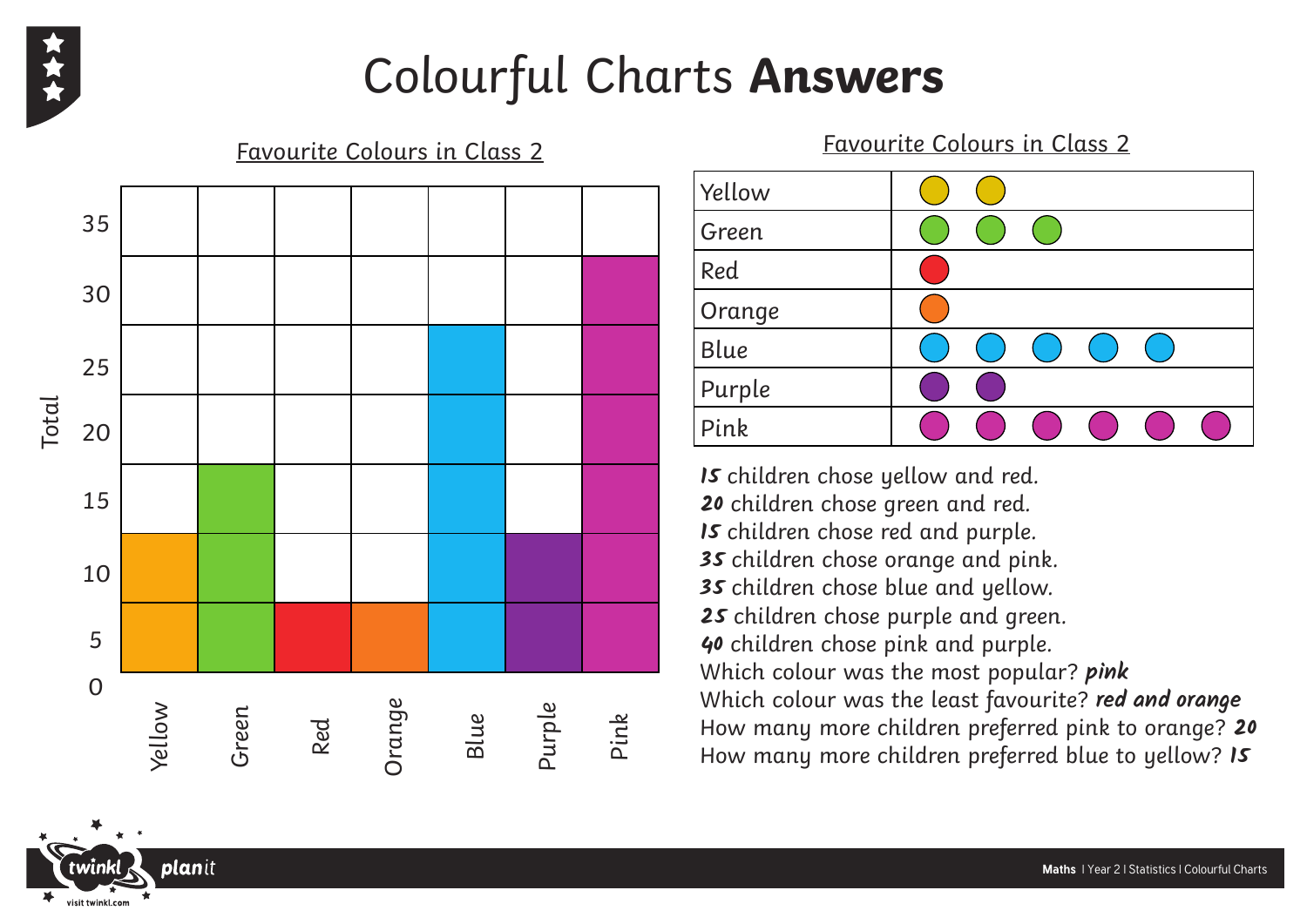# Colourful Charts **Answers**

Favourite Colours in Class 2

Total

35
30
25
20
15
10
5
0

Yellow
Green
Red
Orange
Blue
Purple
Pink

Favourite Colours in Class 2

Yellow
Green
Red
Orange
Blue
Purple
Pink

***15*** children chose yellow and red.
***20*** children chose green and red.
***15*** children chose red and purple.
***35*** children chose orange and pink.
***35*** children chose blue and yellow.
***25*** children chose purple and green.
***40*** children chose pink and purple.
Which colour was the most popular? ***pink***
Which colour was the least favourite? ***red and orange***
How many more children preferred pink to orange? ***20***
How many more children preferred blue to yellow? ***15***